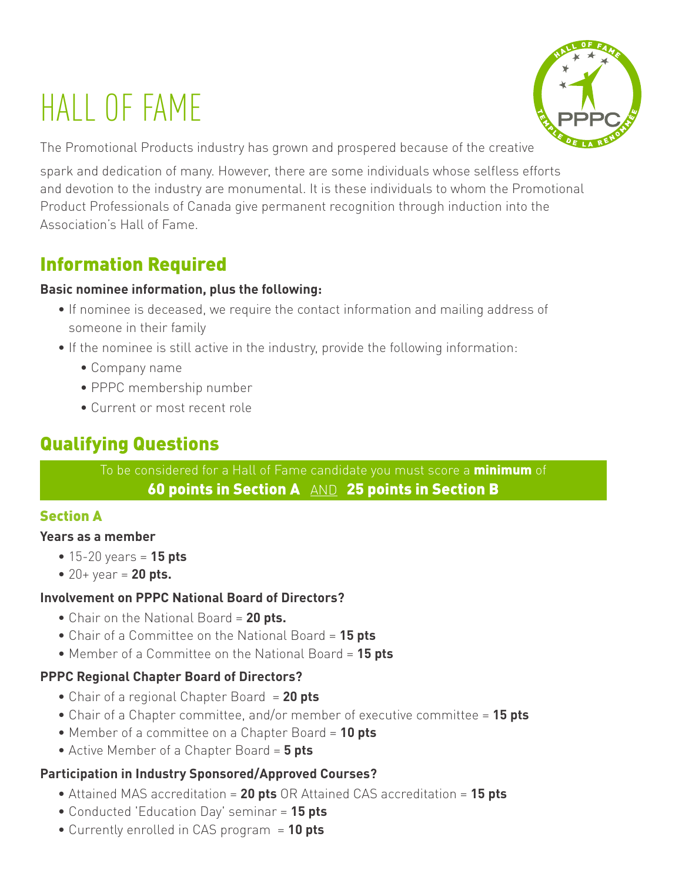# HALL OF FAME

The Promotional Products industry has grown and prospered because of the creative spark and dedication of many. However, there are some individuals whose selfless efforts and devotion to the industry are monumental. It is these individuals to whom the Promotional Product Professionals of Canada give permanent recognition through induction into the Association's Hall of Fame.

## Information Required

**Basic nominee information, plus the following:**

- If nominee is deceased, we require the contact information and mailing address of someone in their family
- If the nominee is still active in the industry, provide the following information:
  - Company name
  - PPPC membership number
  - Current or most recent role

## Qualifying Questions

To be considered for a Hall of Fame candidate you must score a **minimum** of **60 points in Section A** AND **25 points in Section B**

### Section A

**Years as a member**

- 15-20 years = **15 pts**
- 20+ year = **20 pts.**

**Involvement on PPPC National Board of Directors?**

- Chair on the National Board = **20 pts.**
- Chair of a Committee on the National Board = **15 pts**
- Member of a Committee on the National Board = **15 pts**

**PPPC Regional Chapter Board of Directors?**

- Chair of a regional Chapter Board = **20 pts**
- Chair of a Chapter committee, and/or member of executive committee = **15 pts**
- Member of a committee on a Chapter Board = **10 pts**
- Active Member of a Chapter Board = **5 pts**

**Participation in Industry Sponsored/Approved Courses?**

- Attained MAS accreditation = **20 pts** OR Attained CAS accreditation = **15 pts**
- Conducted 'Education Day' seminar = **15 pts**
- Currently enrolled in CAS program = **10 pts**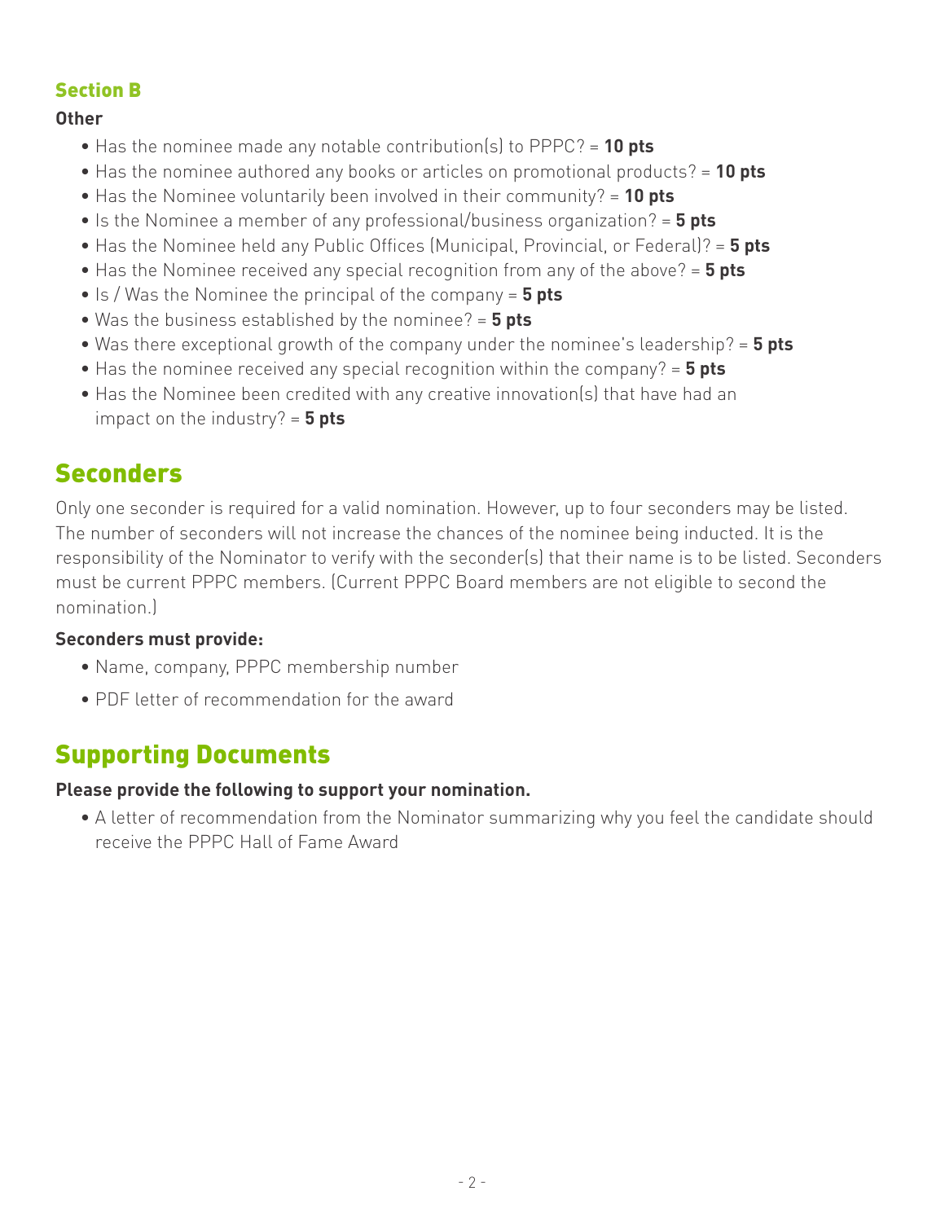### Section B

**Other**

- Has the nominee made any notable contribution(s) to PPPC? = **10 pts**
- Has the nominee authored any books or articles on promotional products? = **10 pts**
- Has the Nominee voluntarily been involved in their community? = **10 pts**
- Is the Nominee a member of any professional/business organization? = **5 pts**
- Has the Nominee held any Public Offices (Municipal, Provincial, or Federal)? = **5 pts**
- Has the Nominee received any special recognition from any of the above? = **5 pts**
- Is / Was the Nominee the principal of the company = **5 pts**
- Was the business established by the nominee? = **5 pts**
- Was there exceptional growth of the company under the nominee's leadership? = **5 pts**
- Has the nominee received any special recognition within the company? = **5 pts**
- Has the Nominee been credited with any creative innovation(s) that have had an impact on the industry? = **5 pts**

## Seconders

Only one seconder is required for a valid nomination. However, up to four seconders may be listed. The number of seconders will not increase the chances of the nominee being inducted. It is the responsibility of the Nominator to verify with the seconder(s) that their name is to be listed. Seconders must be current PPPC members. (Current PPPC Board members are not eligible to second the nomination.)

**Seconders must provide:**

- Name, company, PPPC membership number
- PDF letter of recommendation for the award

## Supporting Documents

**Please provide the following to support your nomination.**

- A letter of recommendation from the Nominator summarizing why you feel the candidate should receive the PPPC Hall of Fame Award